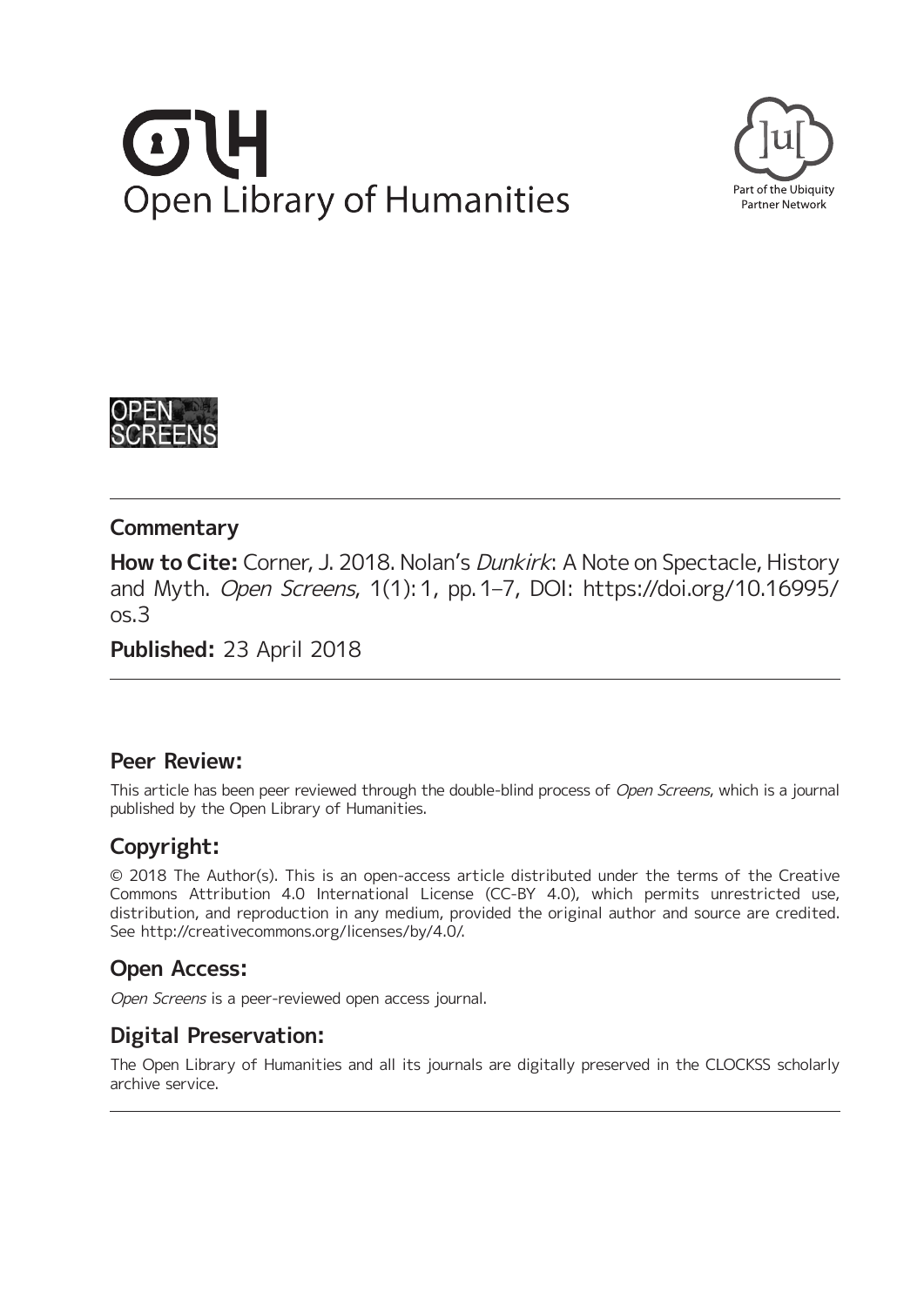Open Library of Humanities

Part of the Ubiquity Partner Network

OPEN SCREENS

## Commentary

**How to Cite:** Corner, J. 2018. Nolan's *Dunkirk*: A Note on Spectacle, History and Myth. *Open Screens*, 1(1): 1, pp. 1–7, DOI: https://doi.org/10.16995/os.3

**Published:** 23 April 2018

## Peer Review:

This article has been peer reviewed through the double-blind process of *Open Screens*, which is a journal published by the Open Library of Humanities.

## Copyright:

© 2018 The Author(s). This is an open-access article distributed under the terms of the Creative Commons Attribution 4.0 International License (CC-BY 4.0), which permits unrestricted use, distribution, and reproduction in any medium, provided the original author and source are credited. See http://creativecommons.org/licenses/by/4.0/.

## Open Access:

*Open Screens* is a peer-reviewed open access journal.

## Digital Preservation:

The Open Library of Humanities and all its journals are digitally preserved in the CLOCKSS scholarly archive service.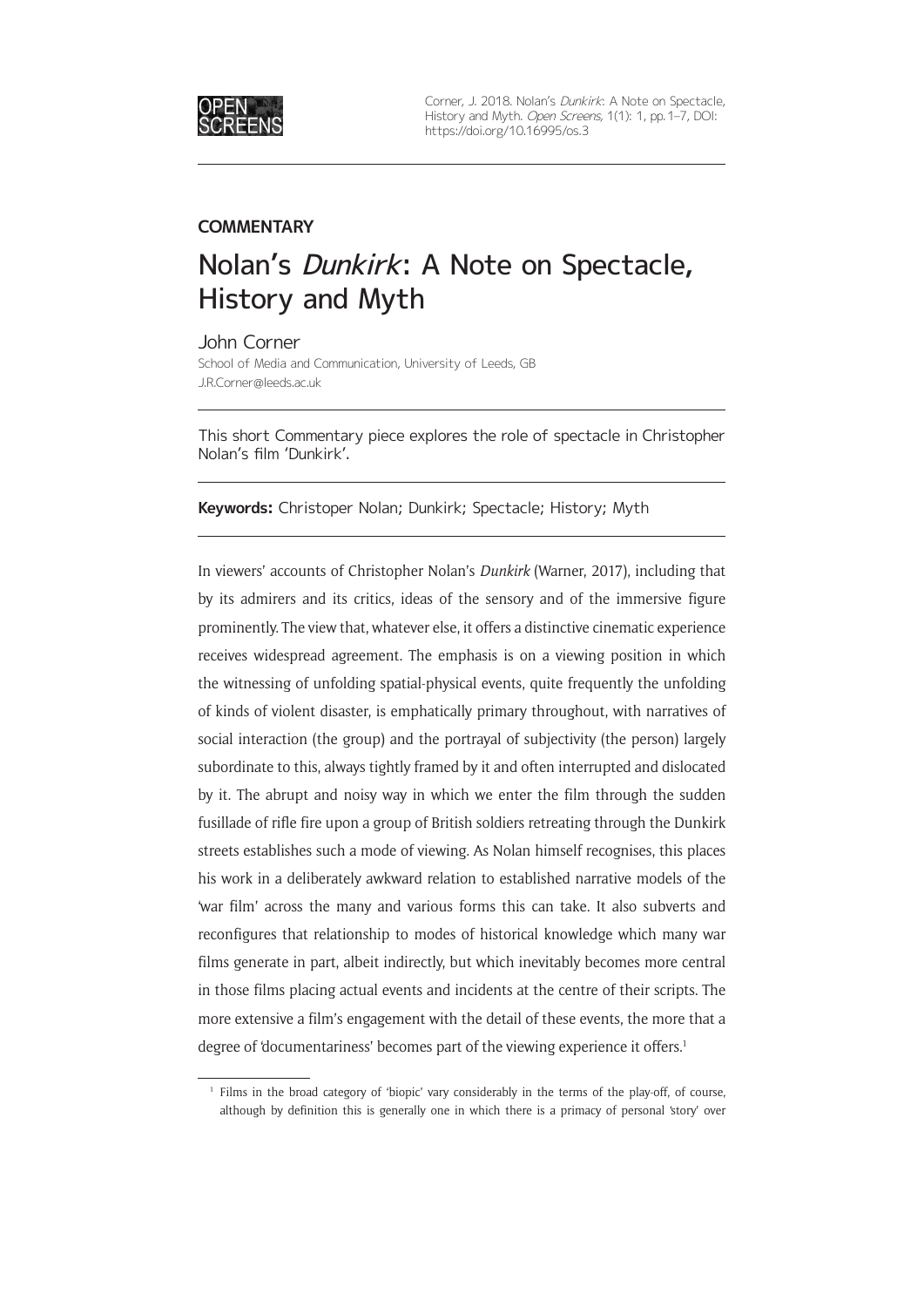## COMMENTARY

# Nolan's *Dunkirk*: A Note on Spectacle, History and Myth

John Corner
School of Media and Communication, University of Leeds, GB
J.R.Corner@leeds.ac.uk

This short Commentary piece explores the role of spectacle in Christopher Nolan's film 'Dunkirk'.

**Keywords:** Christoper Nolan; Dunkirk; Spectacle; History; Myth

In viewers' accounts of Christopher Nolan's *Dunkirk* (Warner, 2017), including that by its admirers and its critics, ideas of the sensory and of the immersive figure prominently. The view that, whatever else, it offers a distinctive cinematic experience receives widespread agreement. The emphasis is on a viewing position in which the witnessing of unfolding spatial-physical events, quite frequently the unfolding of kinds of violent disaster, is emphatically primary throughout, with narratives of social interaction (the group) and the portrayal of subjectivity (the person) largely subordinate to this, always tightly framed by it and often interrupted and dislocated by it. The abrupt and noisy way in which we enter the film through the sudden fusillade of rifle fire upon a group of British soldiers retreating through the Dunkirk streets establishes such a mode of viewing. As Nolan himself recognises, this places his work in a deliberately awkward relation to established narrative models of the 'war film' across the many and various forms this can take. It also subverts and reconfigures that relationship to modes of historical knowledge which many war films generate in part, albeit indirectly, but which inevitably becomes more central in those films placing actual events and incidents at the centre of their scripts. The more extensive a film's engagement with the detail of these events, the more that a degree of 'documentariness' becomes part of the viewing experience it offers.[1]

[1] Films in the broad category of 'biopic' vary considerably in the terms of the play-off, of course, although by definition this is generally one in which there is a primacy of personal 'story' over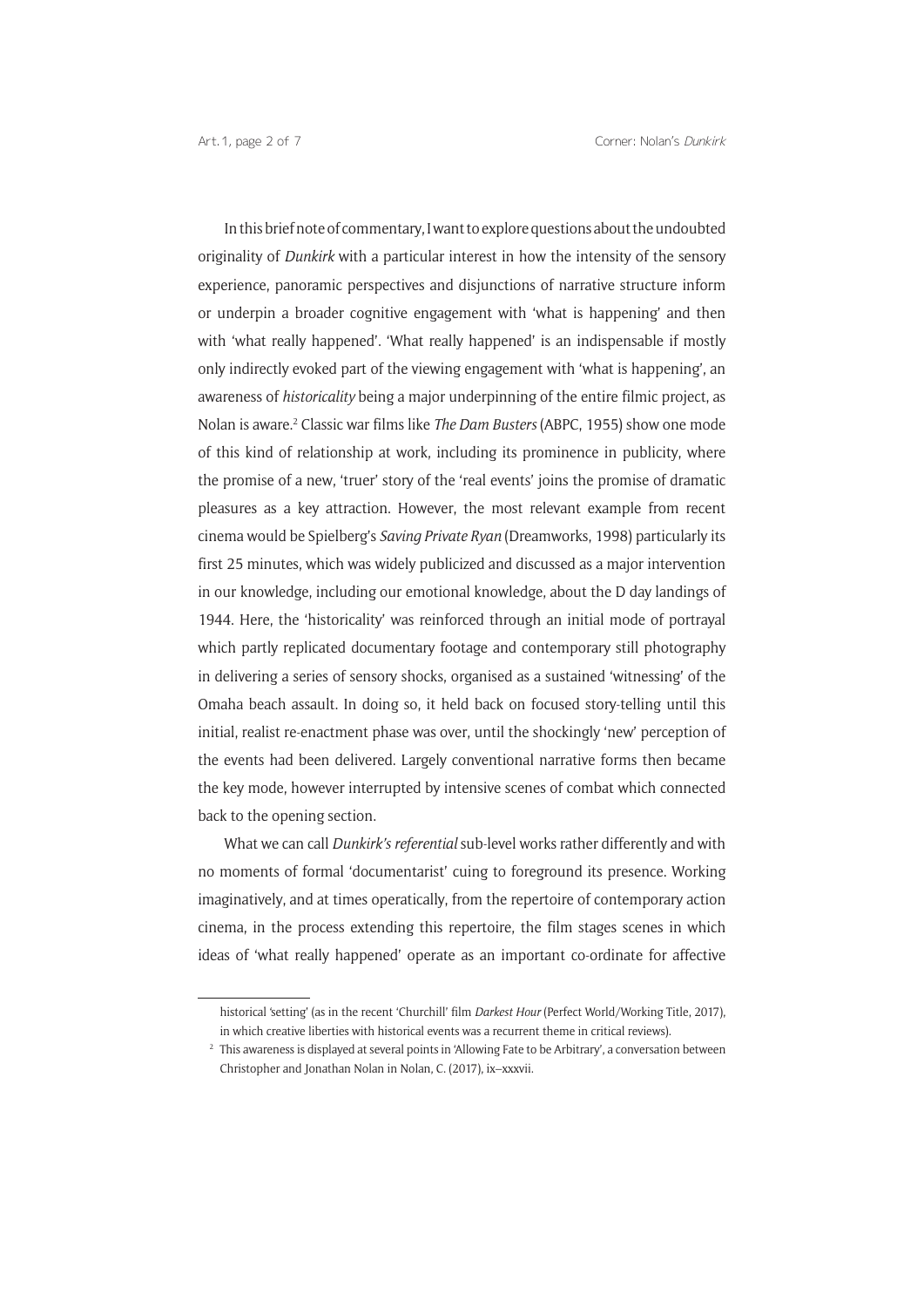In this brief note of commentary, I want to explore questions about the undoubted originality of *Dunkirk* with a particular interest in how the intensity of the sensory experience, panoramic perspectives and disjunctions of narrative structure inform or underpin a broader cognitive engagement with 'what is happening' and then with 'what really happened'. 'What really happened' is an indispensable if mostly only indirectly evoked part of the viewing engagement with 'what is happening', an awareness of *historicality* being a major underpinning of the entire filmic project, as Nolan is aware.[2] Classic war films like *The Dam Busters* (ABPC, 1955) show one mode of this kind of relationship at work, including its prominence in publicity, where the promise of a new, 'truer' story of the 'real events' joins the promise of dramatic pleasures as a key attraction. However, the most relevant example from recent cinema would be Spielberg's *Saving Private Ryan* (Dreamworks, 1998) particularly its first 25 minutes, which was widely publicized and discussed as a major intervention in our knowledge, including our emotional knowledge, about the D day landings of 1944. Here, the 'historicality' was reinforced through an initial mode of portrayal which partly replicated documentary footage and contemporary still photography in delivering a series of sensory shocks, organised as a sustained 'witnessing' of the Omaha beach assault. In doing so, it held back on focused story-telling until this initial, realist re-enactment phase was over, until the shockingly 'new' perception of the events had been delivered. Largely conventional narrative forms then became the key mode, however interrupted by intensive scenes of combat which connected back to the opening section.

What we can call *Dunkirk's referential* sub-level works rather differently and with no moments of formal 'documentarist' cuing to foreground its presence. Working imaginatively, and at times operatically, from the repertoire of contemporary action cinema, in the process extending this repertoire, the film stages scenes in which ideas of 'what really happened' operate as an important co-ordinate for affective

historical 'setting' (as in the recent 'Churchill' film *Darkest Hour* (Perfect World/Working Title, 2017), in which creative liberties with historical events was a recurrent theme in critical reviews).

[2] This awareness is displayed at several points in 'Allowing Fate to be Arbitrary', a conversation between Christopher and Jonathan Nolan in Nolan, C. (2017), ix–xxxvii.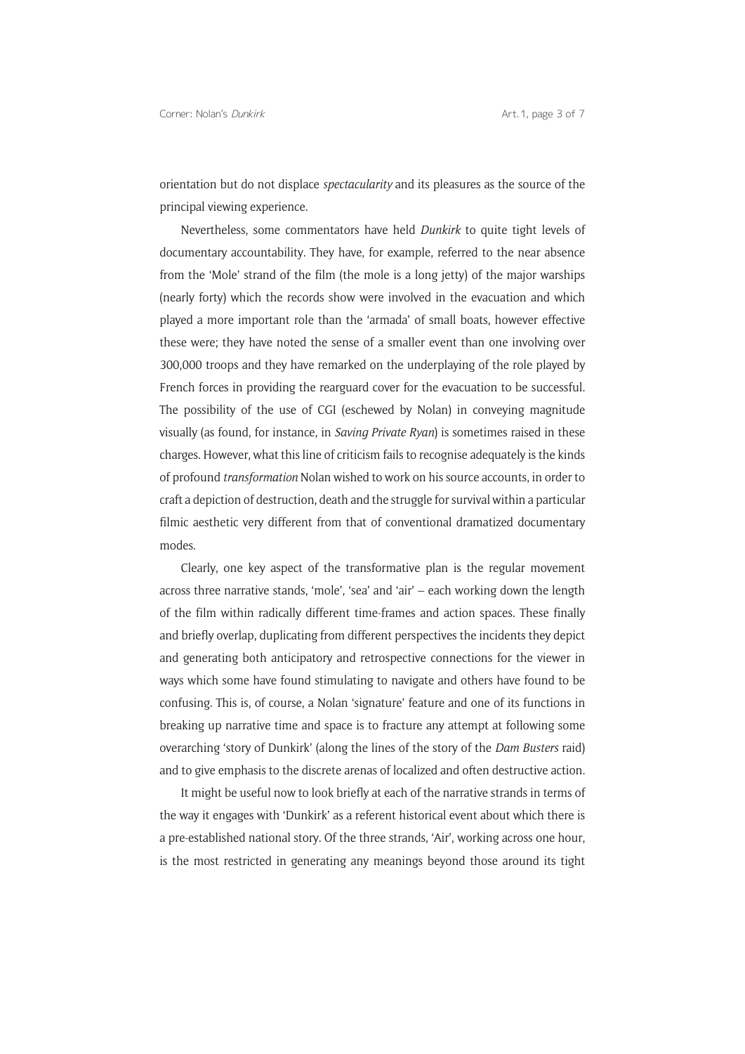orientation but do not displace *spectacularity* and its pleasures as the source of the principal viewing experience.

Nevertheless, some commentators have held *Dunkirk* to quite tight levels of documentary accountability. They have, for example, referred to the near absence from the 'Mole' strand of the film (the mole is a long jetty) of the major warships (nearly forty) which the records show were involved in the evacuation and which played a more important role than the 'armada' of small boats, however effective these were; they have noted the sense of a smaller event than one involving over 300,000 troops and they have remarked on the underplaying of the role played by French forces in providing the rearguard cover for the evacuation to be successful. The possibility of the use of CGI (eschewed by Nolan) in conveying magnitude visually (as found, for instance, in *Saving Private Ryan*) is sometimes raised in these charges. However, what this line of criticism fails to recognise adequately is the kinds of profound *transformation* Nolan wished to work on his source accounts, in order to craft a depiction of destruction, death and the struggle for survival within a particular filmic aesthetic very different from that of conventional dramatized documentary modes.

Clearly, one key aspect of the transformative plan is the regular movement across three narrative stands, 'mole', 'sea' and 'air' – each working down the length of the film within radically different time-frames and action spaces. These finally and briefly overlap, duplicating from different perspectives the incidents they depict and generating both anticipatory and retrospective connections for the viewer in ways which some have found stimulating to navigate and others have found to be confusing. This is, of course, a Nolan 'signature' feature and one of its functions in breaking up narrative time and space is to fracture any attempt at following some overarching 'story of Dunkirk' (along the lines of the story of the *Dam Busters* raid) and to give emphasis to the discrete arenas of localized and often destructive action.

It might be useful now to look briefly at each of the narrative strands in terms of the way it engages with 'Dunkirk' as a referent historical event about which there is a pre-established national story. Of the three strands, 'Air', working across one hour, is the most restricted in generating any meanings beyond those around its tight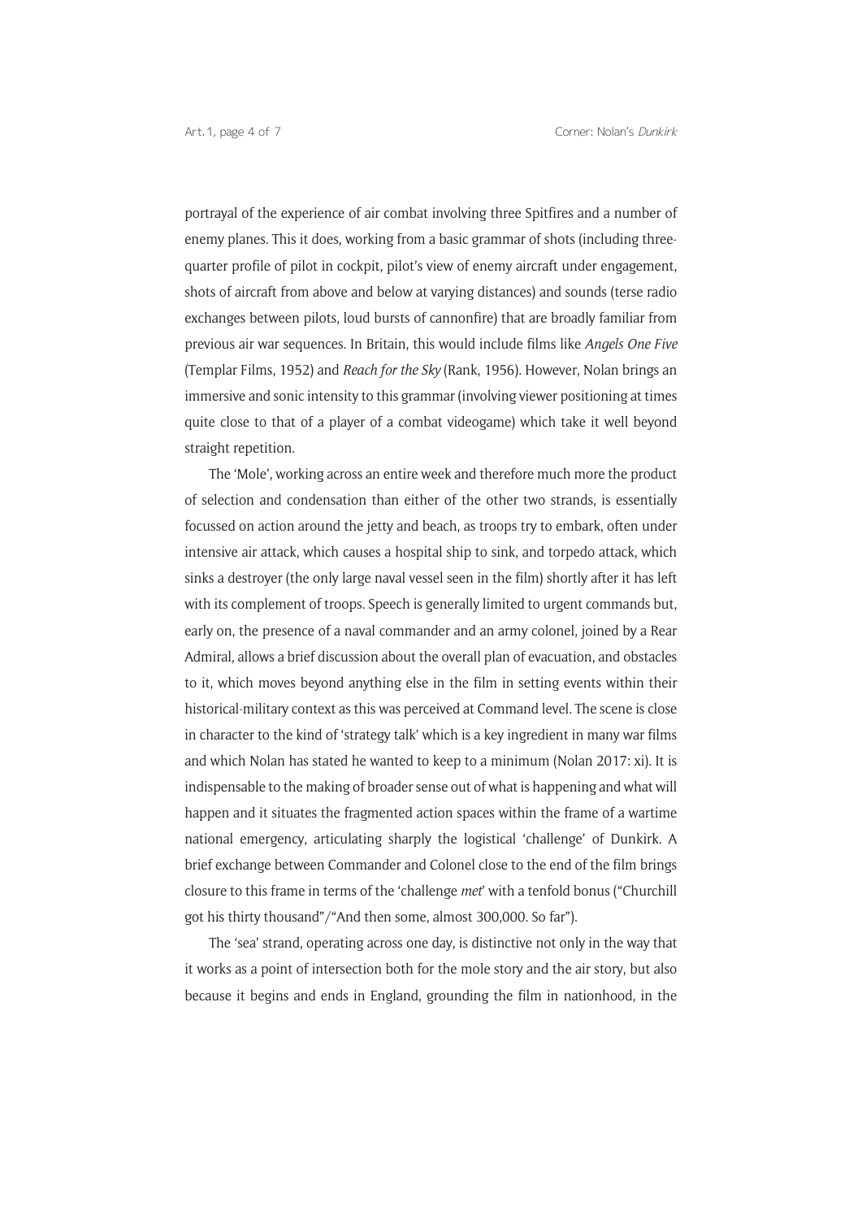portrayal of the experience of air combat involving three Spitfires and a number of enemy planes. This it does, working from a basic grammar of shots (including three-quarter profile of pilot in cockpit, pilot's view of enemy aircraft under engagement, shots of aircraft from above and below at varying distances) and sounds (terse radio exchanges between pilots, loud bursts of cannonfire) that are broadly familiar from previous air war sequences. In Britain, this would include films like *Angels One Five* (Templar Films, 1952) and *Reach for the Sky* (Rank, 1956). However, Nolan brings an immersive and sonic intensity to this grammar (involving viewer positioning at times quite close to that of a player of a combat videogame) which take it well beyond straight repetition.

The 'Mole', working across an entire week and therefore much more the product of selection and condensation than either of the other two strands, is essentially focussed on action around the jetty and beach, as troops try to embark, often under intensive air attack, which causes a hospital ship to sink, and torpedo attack, which sinks a destroyer (the only large naval vessel seen in the film) shortly after it has left with its complement of troops. Speech is generally limited to urgent commands but, early on, the presence of a naval commander and an army colonel, joined by a Rear Admiral, allows a brief discussion about the overall plan of evacuation, and obstacles to it, which moves beyond anything else in the film in setting events within their historical-military context as this was perceived at Command level. The scene is close in character to the kind of 'strategy talk' which is a key ingredient in many war films and which Nolan has stated he wanted to keep to a minimum (Nolan 2017: xi). It is indispensable to the making of broader sense out of what is happening and what will happen and it situates the fragmented action spaces within the frame of a wartime national emergency, articulating sharply the logistical 'challenge' of Dunkirk. A brief exchange between Commander and Colonel close to the end of the film brings closure to this frame in terms of the 'challenge *met*' with a tenfold bonus ("Churchill got his thirty thousand"/"And then some, almost 300,000. So far").

The 'sea' strand, operating across one day, is distinctive not only in the way that it works as a point of intersection both for the mole story and the air story, but also because it begins and ends in England, grounding the film in nationhood, in the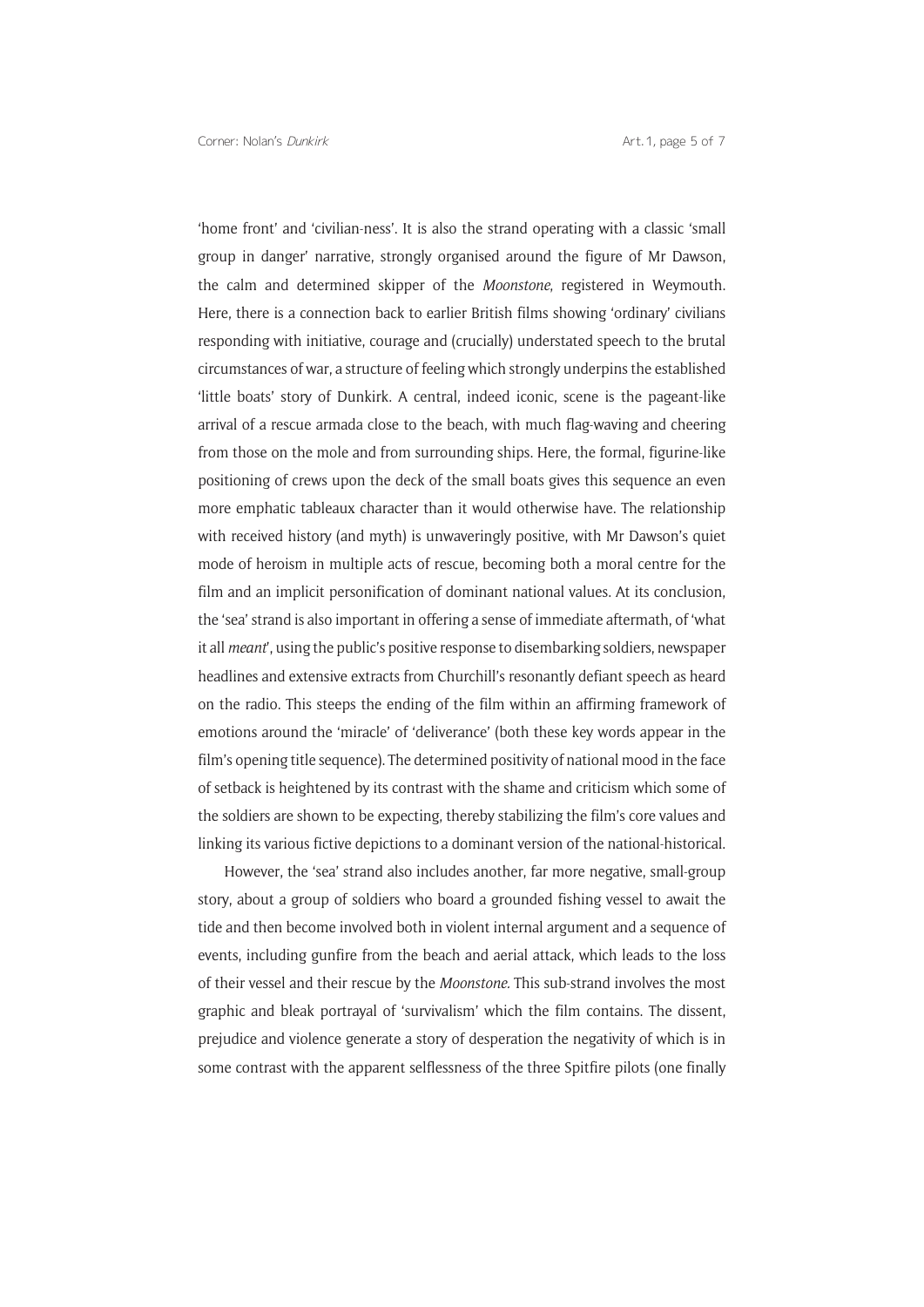'home front' and 'civilian-ness'. It is also the strand operating with a classic 'small group in danger' narrative, strongly organised around the figure of Mr Dawson, the calm and determined skipper of the *Moonstone*, registered in Weymouth. Here, there is a connection back to earlier British films showing 'ordinary' civilians responding with initiative, courage and (crucially) understated speech to the brutal circumstances of war, a structure of feeling which strongly underpins the established 'little boats' story of Dunkirk. A central, indeed iconic, scene is the pageant-like arrival of a rescue armada close to the beach, with much flag-waving and cheering from those on the mole and from surrounding ships. Here, the formal, figurine-like positioning of crews upon the deck of the small boats gives this sequence an even more emphatic tableaux character than it would otherwise have. The relationship with received history (and myth) is unwaveringly positive, with Mr Dawson's quiet mode of heroism in multiple acts of rescue, becoming both a moral centre for the film and an implicit personification of dominant national values. At its conclusion, the 'sea' strand is also important in offering a sense of immediate aftermath, of 'what it all *meant*', using the public's positive response to disembarking soldiers, newspaper headlines and extensive extracts from Churchill's resonantly defiant speech as heard on the radio. This steeps the ending of the film within an affirming framework of emotions around the 'miracle' of 'deliverance' (both these key words appear in the film's opening title sequence). The determined positivity of national mood in the face of setback is heightened by its contrast with the shame and criticism which some of the soldiers are shown to be expecting, thereby stabilizing the film's core values and linking its various fictive depictions to a dominant version of the national-historical.

However, the 'sea' strand also includes another, far more negative, small-group story, about a group of soldiers who board a grounded fishing vessel to await the tide and then become involved both in violent internal argument and a sequence of events, including gunfire from the beach and aerial attack, which leads to the loss of their vessel and their rescue by the *Moonstone*. This sub-strand involves the most graphic and bleak portrayal of 'survivalism' which the film contains. The dissent, prejudice and violence generate a story of desperation the negativity of which is in some contrast with the apparent selflessness of the three Spitfire pilots (one finally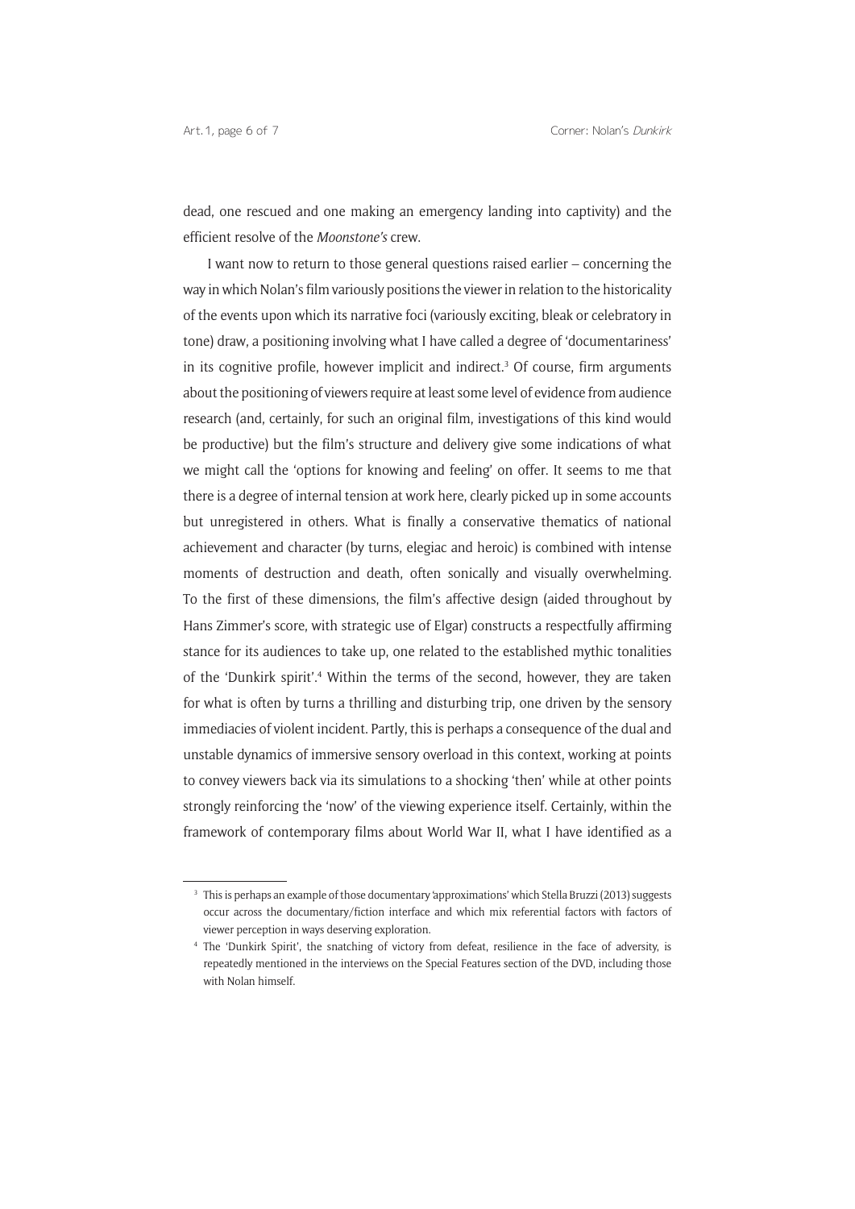dead, one rescued and one making an emergency landing into captivity) and the efficient resolve of the *Moonstone's* crew.

I want now to return to those general questions raised earlier – concerning the way in which Nolan's film variously positions the viewer in relation to the historicality of the events upon which its narrative foci (variously exciting, bleak or celebratory in tone) draw, a positioning involving what I have called a degree of 'documentariness' in its cognitive profile, however implicit and indirect.[3] Of course, firm arguments about the positioning of viewers require at least some level of evidence from audience research (and, certainly, for such an original film, investigations of this kind would be productive) but the film's structure and delivery give some indications of what we might call the 'options for knowing and feeling' on offer. It seems to me that there is a degree of internal tension at work here, clearly picked up in some accounts but unregistered in others. What is finally a conservative thematics of national achievement and character (by turns, elegiac and heroic) is combined with intense moments of destruction and death, often sonically and visually overwhelming. To the first of these dimensions, the film's affective design (aided throughout by Hans Zimmer's score, with strategic use of Elgar) constructs a respectfully affirming stance for its audiences to take up, one related to the established mythic tonalities of the 'Dunkirk spirit'.[4] Within the terms of the second, however, they are taken for what is often by turns a thrilling and disturbing trip, one driven by the sensory immediacies of violent incident. Partly, this is perhaps a consequence of the dual and unstable dynamics of immersive sensory overload in this context, working at points to convey viewers back via its simulations to a shocking 'then' while at other points strongly reinforcing the 'now' of the viewing experience itself. Certainly, within the framework of contemporary films about World War II, what I have identified as a

---

[3] This is perhaps an example of those documentary 'approximations' which Stella Bruzzi (2013) suggests occur across the documentary/fiction interface and which mix referential factors with factors of viewer perception in ways deserving exploration.

[4] The 'Dunkirk Spirit', the snatching of victory from defeat, resilience in the face of adversity, is repeatedly mentioned in the interviews on the Special Features section of the DVD, including those with Nolan himself.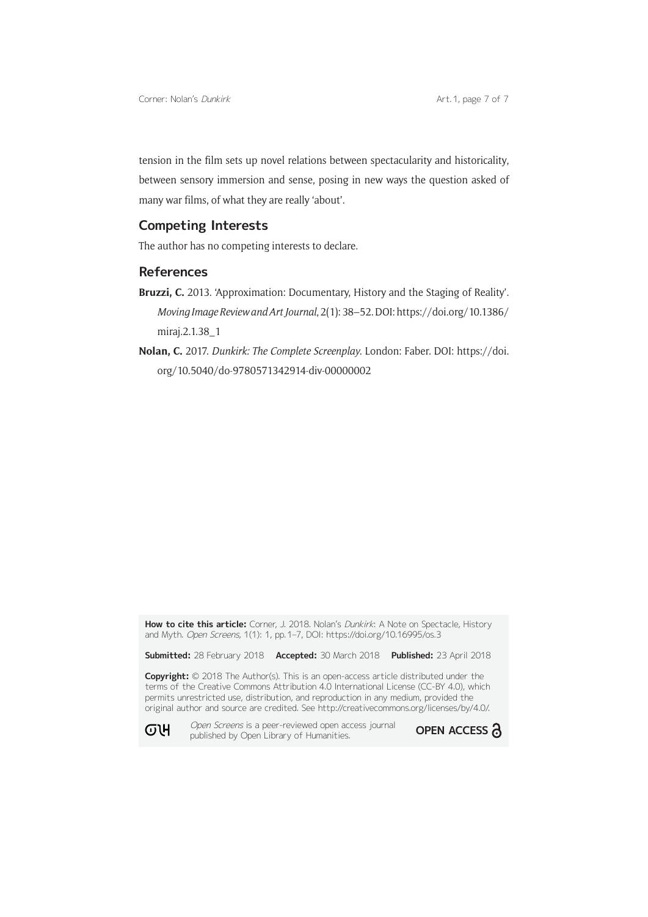tension in the film sets up novel relations between spectacularity and historicality, between sensory immersion and sense, posing in new ways the question asked of many war films, of what they are really 'about'.

## Competing Interests

The author has no competing interests to declare.

## References

**Bruzzi, C.** 2013. 'Approximation: Documentary, History and the Staging of Reality'. *Moving Image Review and Art Journal*, 2(1): 38–52. DOI: https://doi.org/10.1386/miraj.2.1.38_1

**Nolan, C.** 2017. *Dunkirk: The Complete Screenplay*. London: Faber. DOI: https://doi.org/10.5040/do-9780571342914-div-00000002

**How to cite this article:** Corner, J. 2018. Nolan's *Dunkirk*: A Note on Spectacle, History and Myth. *Open Screens*, 1(1): 1, pp. 1–7, DOI: https://doi.org/10.16995/os.3

**Submitted:** 28 February 2018 **Accepted:** 30 March 2018 **Published:** 23 April 2018

**Copyright:** © 2018 The Author(s). This is an open-access article distributed under the terms of the Creative Commons Attribution 4.0 International License (CC-BY 4.0), which permits unrestricted use, distribution, and reproduction in any medium, provided the original author and source are credited. See http://creativecommons.org/licenses/by/4.0/.

*Open Screens* is a peer-reviewed open access journal published by Open Library of Humanities.

**OPEN ACCESS**